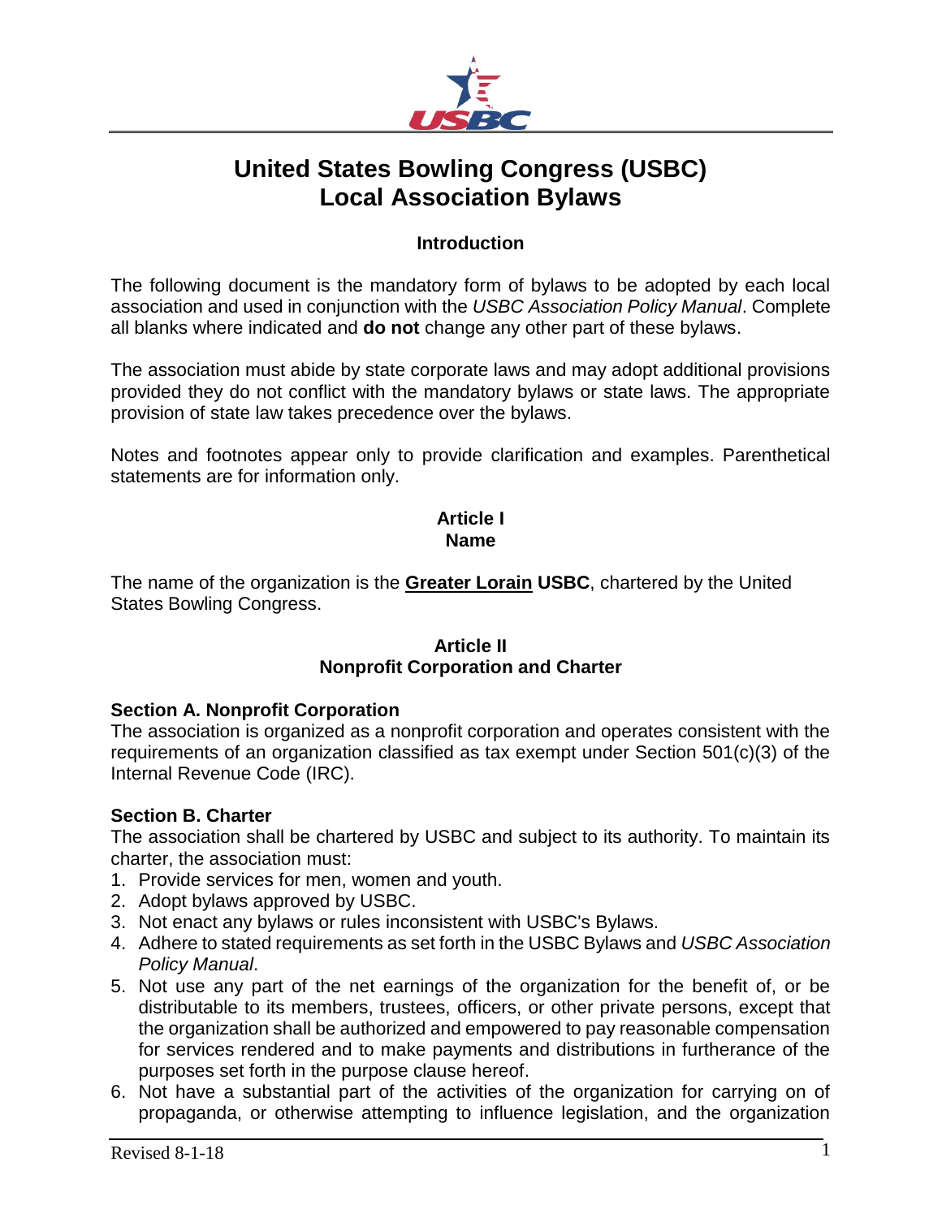# United States Bowling Congress (USBC) Local Association Bylaws

### Introduction

The following document is the mandatory form of bylaws to be adopted by each local association and used in conjunction with the *USBC Association Policy Manual*. Complete all blanks where indicated and **do not** change any other part of these bylaws.

The association must abide by state corporate laws and may adopt additional provisions provided they do not conflict with the mandatory bylaws or state laws. The appropriate provision of state law takes precedence over the bylaws.

Notes and footnotes appear only to provide clarification and examples. Parenthetical statements are for information only.

## Article I
## Name

The name of the organization is the **Greater Lorain USBC**, chartered by the United States Bowling Congress.

## Article II
## Nonprofit Corporation and Charter

### Section A. Nonprofit Corporation

The association is organized as a nonprofit corporation and operates consistent with the requirements of an organization classified as tax exempt under Section 501(c)(3) of the Internal Revenue Code (IRC).

### Section B. Charter

The association shall be chartered by USBC and subject to its authority. To maintain its charter, the association must:

1. Provide services for men, women and youth.
2. Adopt bylaws approved by USBC.
3. Not enact any bylaws or rules inconsistent with USBC's Bylaws.
4. Adhere to stated requirements as set forth in the USBC Bylaws and *USBC Association Policy Manual*.
5. Not use any part of the net earnings of the organization for the benefit of, or be distributable to its members, trustees, officers, or other private persons, except that the organization shall be authorized and empowered to pay reasonable compensation for services rendered and to make payments and distributions in furtherance of the purposes set forth in the purpose clause hereof.
6. Not have a substantial part of the activities of the organization for carrying on of propaganda, or otherwise attempting to influence legislation, and the organization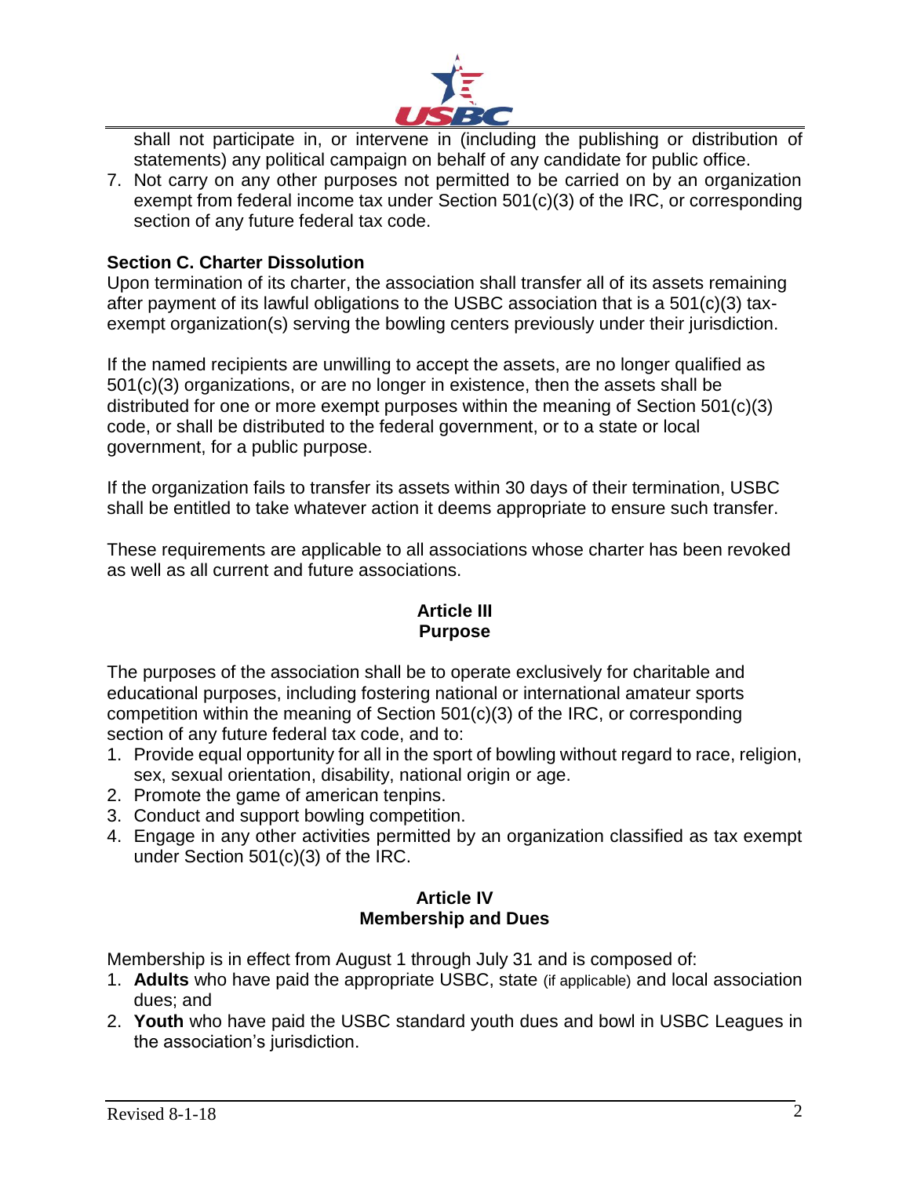shall not participate in, or intervene in (including the publishing or distribution of statements) any political campaign on behalf of any candidate for public office.

7. Not carry on any other purposes not permitted to be carried on by an organization exempt from federal income tax under Section 501(c)(3) of the IRC, or corresponding section of any future federal tax code.

**Section C. Charter Dissolution**

Upon termination of its charter, the association shall transfer all of its assets remaining after payment of its lawful obligations to the USBC association that is a 501(c)(3) tax-exempt organization(s) serving the bowling centers previously under their jurisdiction.

If the named recipients are unwilling to accept the assets, are no longer qualified as 501(c)(3) organizations, or are no longer in existence, then the assets shall be distributed for one or more exempt purposes within the meaning of Section 501(c)(3) code, or shall be distributed to the federal government, or to a state or local government, for a public purpose.

If the organization fails to transfer its assets within 30 days of their termination, USBC shall be entitled to take whatever action it deems appropriate to ensure such transfer.

These requirements are applicable to all associations whose charter has been revoked as well as all current and future associations.

## Article III
## Purpose

The purposes of the association shall be to operate exclusively for charitable and educational purposes, including fostering national or international amateur sports competition within the meaning of Section 501(c)(3) of the IRC, or corresponding section of any future federal tax code, and to:

1. Provide equal opportunity for all in the sport of bowling without regard to race, religion, sex, sexual orientation, disability, national origin or age.
2. Promote the game of american tenpins.
3. Conduct and support bowling competition.
4. Engage in any other activities permitted by an organization classified as tax exempt under Section 501(c)(3) of the IRC.

## Article IV
## Membership and Dues

Membership is in effect from August 1 through July 31 and is composed of:

1. **Adults** who have paid the appropriate USBC, state (if applicable) and local association dues; and
2. **Youth** who have paid the USBC standard youth dues and bowl in USBC Leagues in the association's jurisdiction.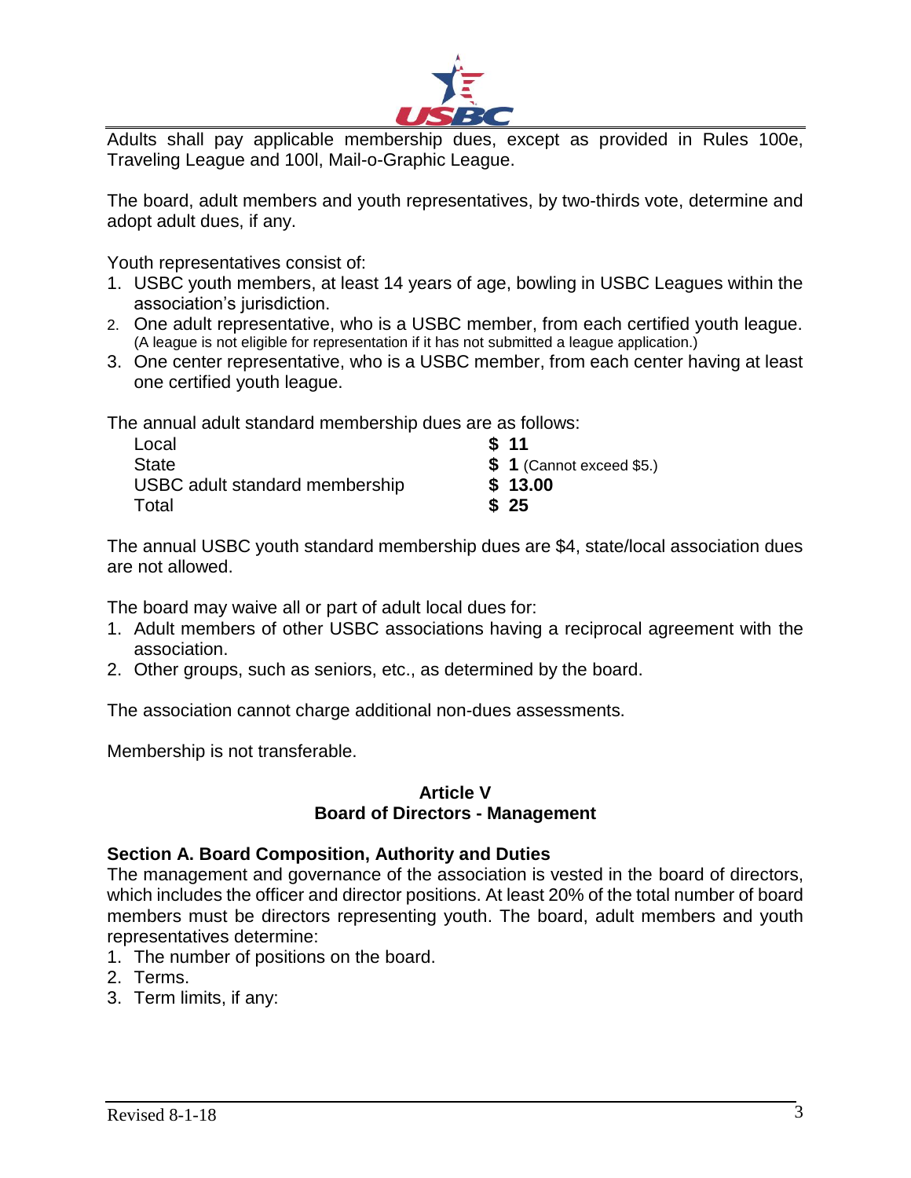Adults shall pay applicable membership dues, except as provided in Rules 100e, Traveling League and 100l, Mail-o-Graphic League.

The board, adult members and youth representatives, by two-thirds vote, determine and adopt adult dues, if any.

Youth representatives consist of:

1. USBC youth members, at least 14 years of age, bowling in USBC Leagues within the association's jurisdiction.
2. One adult representative, who is a USBC member, from each certified youth league. (A league is not eligible for representation if it has not submitted a league application.)
3. One center representative, who is a USBC member, from each center having at least one certified youth league.

The annual adult standard membership dues are as follows:

| | |
|---|---|
| Local | **$ 11** |
| State | **$ 1** (Cannot exceed $5.) |
| USBC adult standard membership | **$ 13.00** |
| Total | **$ 25** |

The annual USBC youth standard membership dues are $4, state/local association dues are not allowed.

The board may waive all or part of adult local dues for:

1. Adult members of other USBC associations having a reciprocal agreement with the association.
2. Other groups, such as seniors, etc., as determined by the board.

The association cannot charge additional non-dues assessments.

Membership is not transferable.

## Article V
## Board of Directors - Management

### Section A. Board Composition, Authority and Duties

The management and governance of the association is vested in the board of directors, which includes the officer and director positions. At least 20% of the total number of board members must be directors representing youth. The board, adult members and youth representatives determine:

1. The number of positions on the board.
2. Terms.
3. Term limits, if any: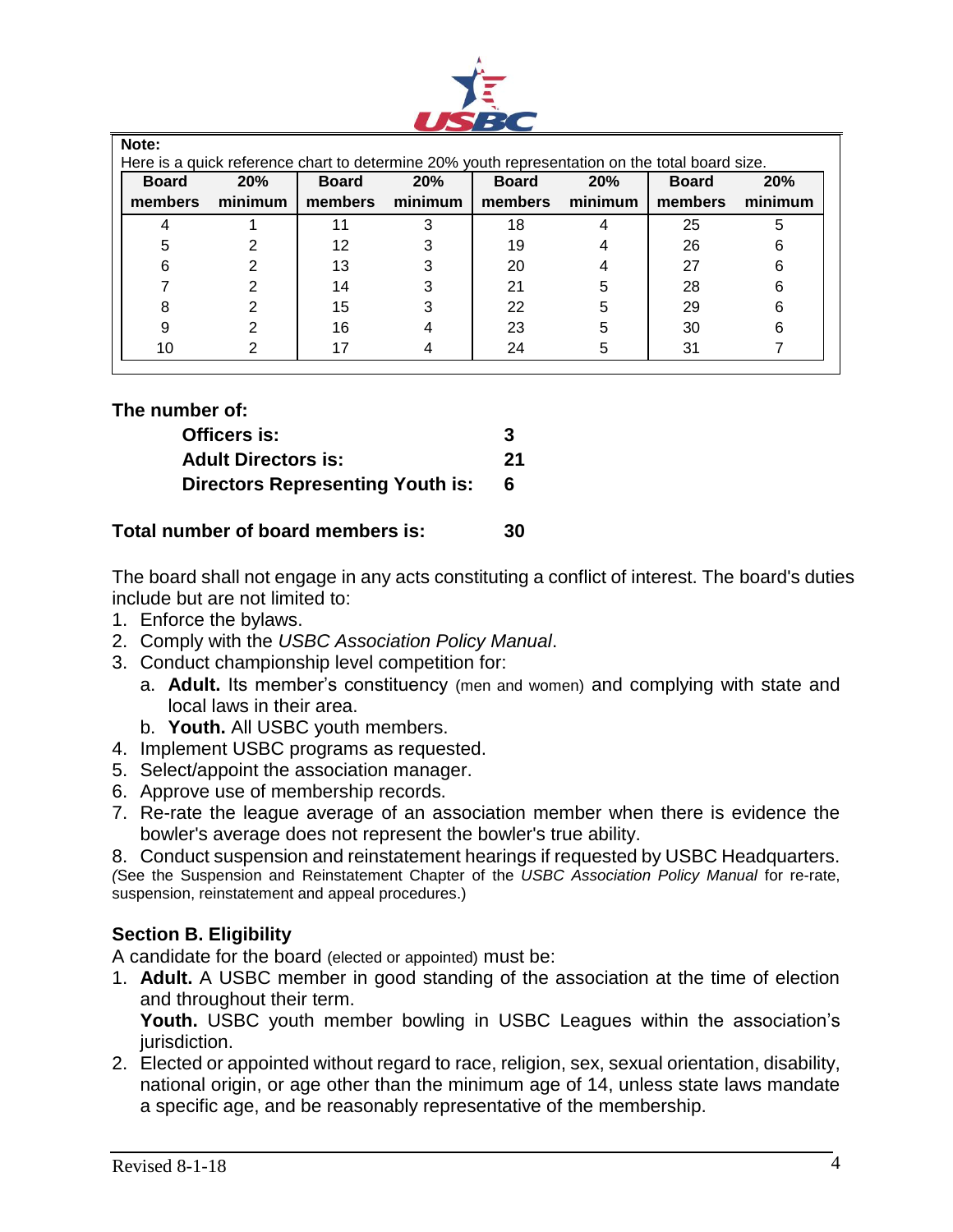**Note:**
Here is a quick reference chart to determine 20% youth representation on the total board size.

| Board members | 20% minimum | Board members | 20% minimum | Board members | 20% minimum | Board members | 20% minimum |
|---|---|---|---|---|---|---|---|
| 4 | 1 | 11 | 3 | 18 | 4 | 25 | 5 |
| 5 | 2 | 12 | 3 | 19 | 4 | 26 | 6 |
| 6 | 2 | 13 | 3 | 20 | 4 | 27 | 6 |
| 7 | 2 | 14 | 3 | 21 | 5 | 28 | 6 |
| 8 | 2 | 15 | 3 | 22 | 5 | 29 | 6 |
| 9 | 2 | 16 | 4 | 23 | 5 | 30 | 6 |
| 10 | 2 | 17 | 4 | 24 | 5 | 31 | 7 |

**The number of:**

| | |
|---|---|
| **Officers is:** | **3** |
| **Adult Directors is:** | **21** |
| **Directors Representing Youth is:** | **6** |

**Total number of board members is: 30**

The board shall not engage in any acts constituting a conflict of interest. The board's duties include but are not limited to:

1. Enforce the bylaws.
2. Comply with the *USBC Association Policy Manual*.
3. Conduct championship level competition for:
   a. **Adult.** Its member's constituency (men and women) and complying with state and local laws in their area.
   b. **Youth.** All USBC youth members.
4. Implement USBC programs as requested.
5. Select/appoint the association manager.
6. Approve use of membership records.
7. Re-rate the league average of an association member when there is evidence the bowler's average does not represent the bowler's true ability.
8. Conduct suspension and reinstatement hearings if requested by USBC Headquarters.

(See the Suspension and Reinstatement Chapter of the *USBC Association Policy Manual* for re-rate, suspension, reinstatement and appeal procedures.)

### Section B. Eligibility

A candidate for the board (elected or appointed) must be:

1. **Adult.** A USBC member in good standing of the association at the time of election and throughout their term.
   **Youth.** USBC youth member bowling in USBC Leagues within the association's jurisdiction.
2. Elected or appointed without regard to race, religion, sex, sexual orientation, disability, national origin, or age other than the minimum age of 14, unless state laws mandate a specific age, and be reasonably representative of the membership.

Revised 8-1-18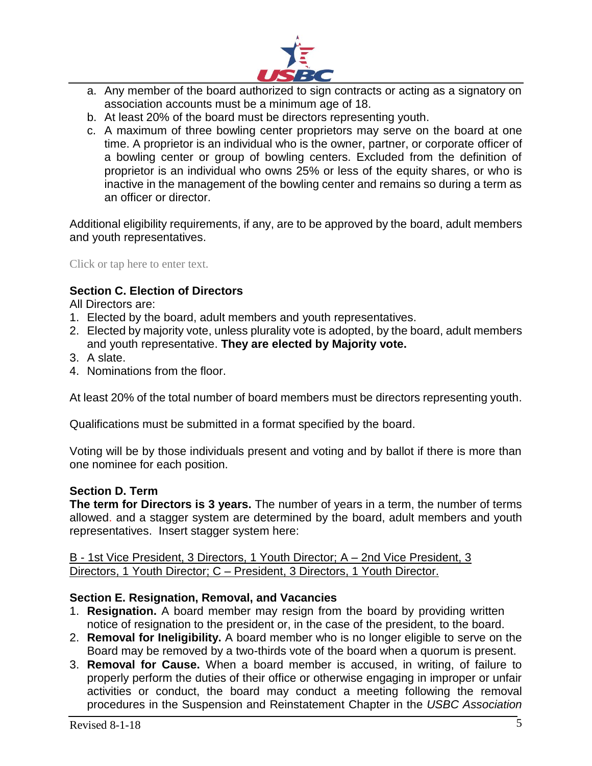a. Any member of the board authorized to sign contracts or acting as a signatory on association accounts must be a minimum age of 18.
b. At least 20% of the board must be directors representing youth.
c. A maximum of three bowling center proprietors may serve on the board at one time. A proprietor is an individual who is the owner, partner, or corporate officer of a bowling center or group of bowling centers. Excluded from the definition of proprietor is an individual who owns 25% or less of the equity shares, or who is inactive in the management of the bowling center and remains so during a term as an officer or director.

Additional eligibility requirements, if any, are to be approved by the board, adult members and youth representatives.

Click or tap here to enter text.

### Section C. Election of Directors

All Directors are:

1. Elected by the board, adult members and youth representatives.
2. Elected by majority vote, unless plurality vote is adopted, by the board, adult members and youth representative. **They are elected by Majority vote.**
3. A slate.
4. Nominations from the floor.

At least 20% of the total number of board members must be directors representing youth.

Qualifications must be submitted in a format specified by the board.

Voting will be by those individuals present and voting and by ballot if there is more than one nominee for each position.

### Section D. Term

**The term for Directors is 3 years.** The number of years in a term, the number of terms allowed. and a stagger system are determined by the board, adult members and youth representatives. Insert stagger system here:

B - 1st Vice President, 3 Directors, 1 Youth Director; A – 2nd Vice President, 3 Directors, 1 Youth Director; C – President, 3 Directors, 1 Youth Director.

### Section E. Resignation, Removal, and Vacancies

1. **Resignation.** A board member may resign from the board by providing written notice of resignation to the president or, in the case of the president, to the board.
2. **Removal for Ineligibility.** A board member who is no longer eligible to serve on the Board may be removed by a two-thirds vote of the board when a quorum is present.
3. **Removal for Cause.** When a board member is accused, in writing, of failure to properly perform the duties of their office or otherwise engaging in improper or unfair activities or conduct, the board may conduct a meeting following the removal procedures in the Suspension and Reinstatement Chapter in the *USBC Association*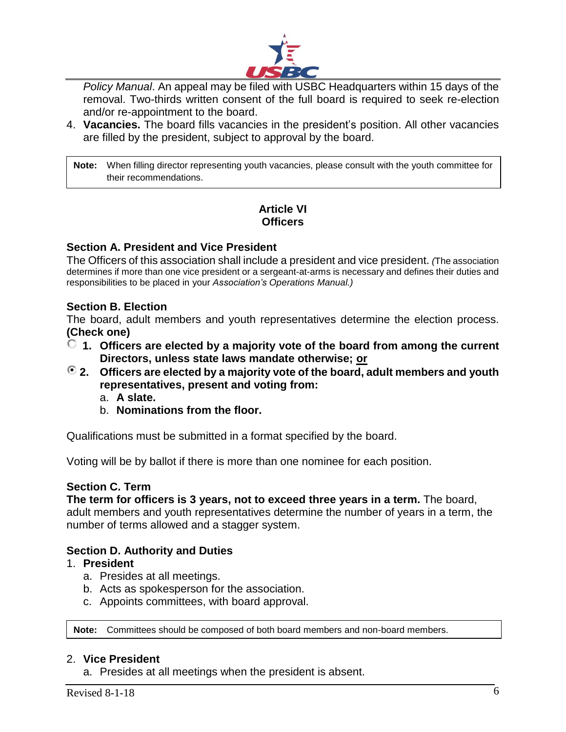*Policy Manual*. An appeal may be filed with USBC Headquarters within 15 days of the removal. Two-thirds written consent of the full board is required to seek re-election and/or re-appointment to the board.

4. **Vacancies.** The board fills vacancies in the president's position. All other vacancies are filled by the president, subject to approval by the board.

> **Note:** When filling director representing youth vacancies, please consult with the youth committee for their recommendations.

## Article VI
## Officers

### Section A. President and Vice President

The Officers of this association shall include a president and vice president. *(*The association determines if more than one vice president or a sergeant-at-arms is necessary and defines their duties and responsibilities to be placed in your *Association's Operations Manual.)*

### Section B. Election

The board, adult members and youth representatives determine the election process. **(Check one)**

- ○ **1. Officers are elected by a majority vote of the board from among the current Directors, unless state laws mandate otherwise; or**
- ◉ **2. Officers are elected by a majority vote of the board, adult members and youth representatives, present and voting from:**
    - a. **A slate.**
    - b. **Nominations from the floor.**

Qualifications must be submitted in a format specified by the board.

Voting will be by ballot if there is more than one nominee for each position.

### Section C. Term

**The term for officers is 3 years, not to exceed three years in a term.** The board, adult members and youth representatives determine the number of years in a term, the number of terms allowed and a stagger system.

### Section D. Authority and Duties

1. **President**
    a. Presides at all meetings.
    b. Acts as spokesperson for the association.
    c. Appoints committees, with board approval.

> **Note:** Committees should be composed of both board members and non-board members.

2. **Vice President**
    a. Presides at all meetings when the president is absent.

Revised 8-1-18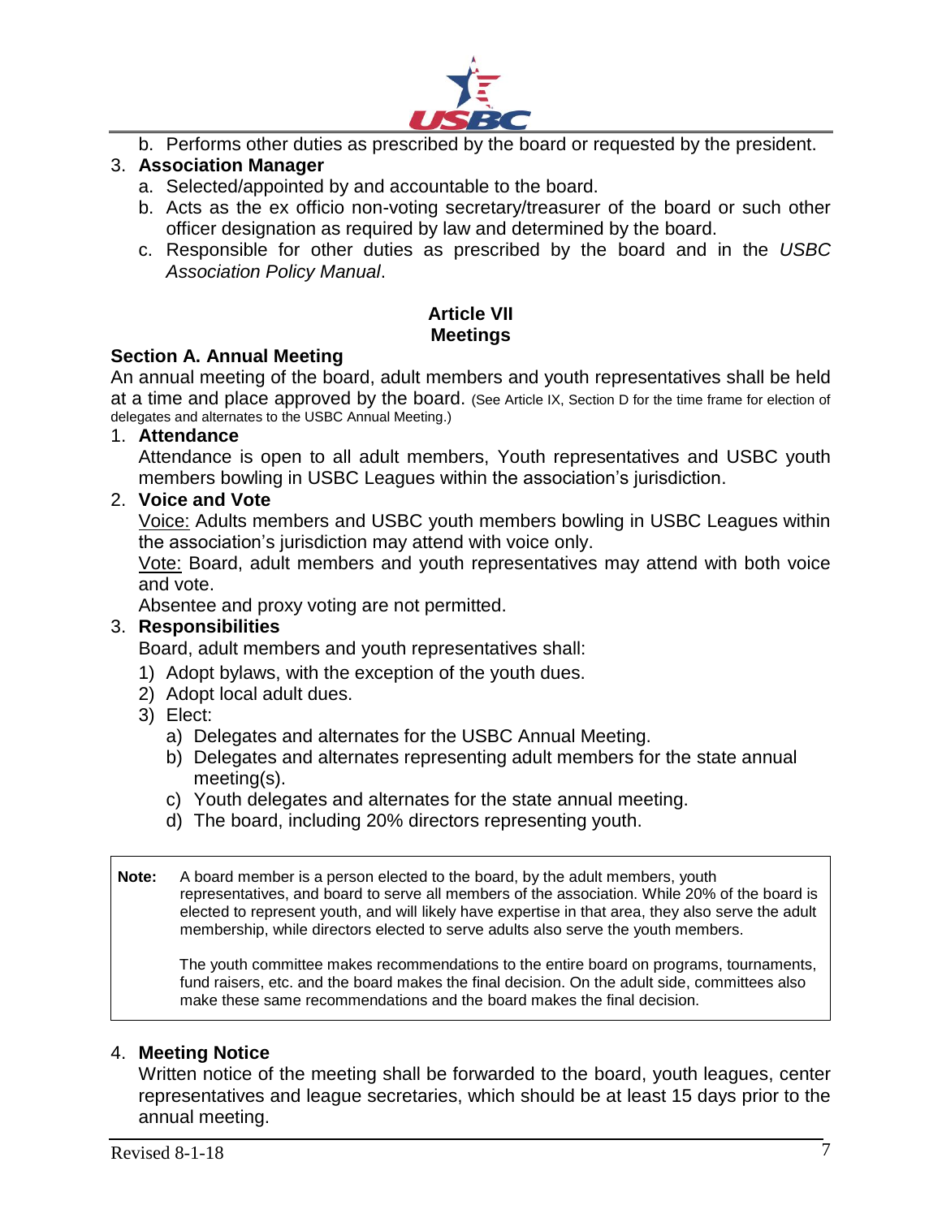b. Performs other duties as prescribed by the board or requested by the president.

3. **Association Manager**
   a. Selected/appointed by and accountable to the board.
   b. Acts as the ex officio non-voting secretary/treasurer of the board or such other officer designation as required by law and determined by the board.
   c. Responsible for other duties as prescribed by the board and in the *USBC Association Policy Manual*.

## Article VII
## Meetings

### Section A. Annual Meeting

An annual meeting of the board, adult members and youth representatives shall be held at a time and place approved by the board. (See Article IX, Section D for the time frame for election of delegates and alternates to the USBC Annual Meeting.)

1. **Attendance**

   Attendance is open to all adult members, Youth representatives and USBC youth members bowling in USBC Leagues within the association's jurisdiction.

2. **Voice and Vote**

   Voice: Adults members and USBC youth members bowling in USBC Leagues within the association's jurisdiction may attend with voice only.

   Vote: Board, adult members and youth representatives may attend with both voice and vote.

   Absentee and proxy voting are not permitted.

3. **Responsibilities**

   Board, adult members and youth representatives shall:

   1) Adopt bylaws, with the exception of the youth dues.
   2) Adopt local adult dues.
   3) Elect:
      a) Delegates and alternates for the USBC Annual Meeting.
      b) Delegates and alternates representing adult members for the state annual meeting(s).
      c) Youth delegates and alternates for the state annual meeting.
      d) The board, including 20% directors representing youth.

> **Note:** A board member is a person elected to the board, by the adult members, youth representatives, and board to serve all members of the association. While 20% of the board is elected to represent youth, and will likely have expertise in that area, they also serve the adult membership, while directors elected to serve adults also serve the youth members.
>
> The youth committee makes recommendations to the entire board on programs, tournaments, fund raisers, etc. and the board makes the final decision. On the adult side, committees also make these same recommendations and the board makes the final decision.

4. **Meeting Notice**

   Written notice of the meeting shall be forwarded to the board, youth leagues, center representatives and league secretaries, which should be at least 15 days prior to the annual meeting.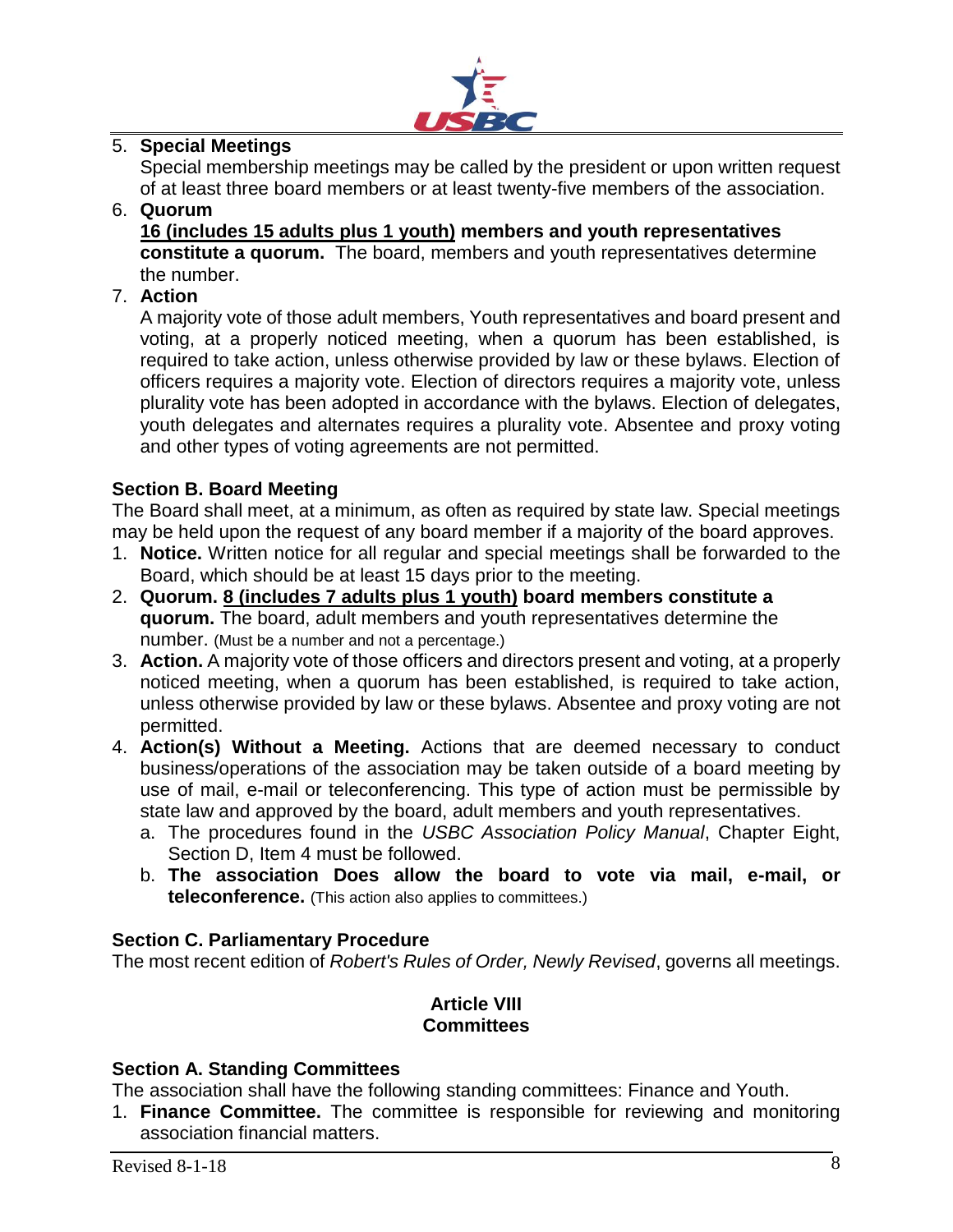5. **Special Meetings**
   Special membership meetings may be called by the president or upon written request of at least three board members or at least twenty-five members of the association.
6. **Quorum**
   <u>**16 (includes 15 adults plus 1 youth)**</u> **members and youth representatives constitute a quorum.** The board, members and youth representatives determine the number.
7. **Action**
   A majority vote of those adult members, Youth representatives and board present and voting, at a properly noticed meeting, when a quorum has been established, is required to take action, unless otherwise provided by law or these bylaws. Election of officers requires a majority vote. Election of directors requires a majority vote, unless plurality vote has been adopted in accordance with the bylaws. Election of delegates, youth delegates and alternates requires a plurality vote. Absentee and proxy voting and other types of voting agreements are not permitted.

### Section B. Board Meeting

The Board shall meet, at a minimum, as often as required by state law. Special meetings may be held upon the request of any board member if a majority of the board approves.

1. **Notice.** Written notice for all regular and special meetings shall be forwarded to the Board, which should be at least 15 days prior to the meeting.
2. **Quorum.** <u>**8 (includes 7 adults plus 1 youth)**</u> **board members constitute a quorum.** The board, adult members and youth representatives determine the number. (Must be a number and not a percentage.)
3. **Action.** A majority vote of those officers and directors present and voting, at a properly noticed meeting, when a quorum has been established, is required to take action, unless otherwise provided by law or these bylaws. Absentee and proxy voting are not permitted.
4. **Action(s) Without a Meeting.** Actions that are deemed necessary to conduct business/operations of the association may be taken outside of a board meeting by use of mail, e-mail or teleconferencing. This type of action must be permissible by state law and approved by the board, adult members and youth representatives.
   a. The procedures found in the *USBC Association Policy Manual*, Chapter Eight, Section D, Item 4 must be followed.
   b. **The association Does allow the board to vote via mail, e-mail, or teleconference.** (This action also applies to committees.)

### Section C. Parliamentary Procedure

The most recent edition of *Robert's Rules of Order, Newly Revised*, governs all meetings.

## Article VIII
## Committees

### Section A. Standing Committees

The association shall have the following standing committees: Finance and Youth.

1. **Finance Committee.** The committee is responsible for reviewing and monitoring association financial matters.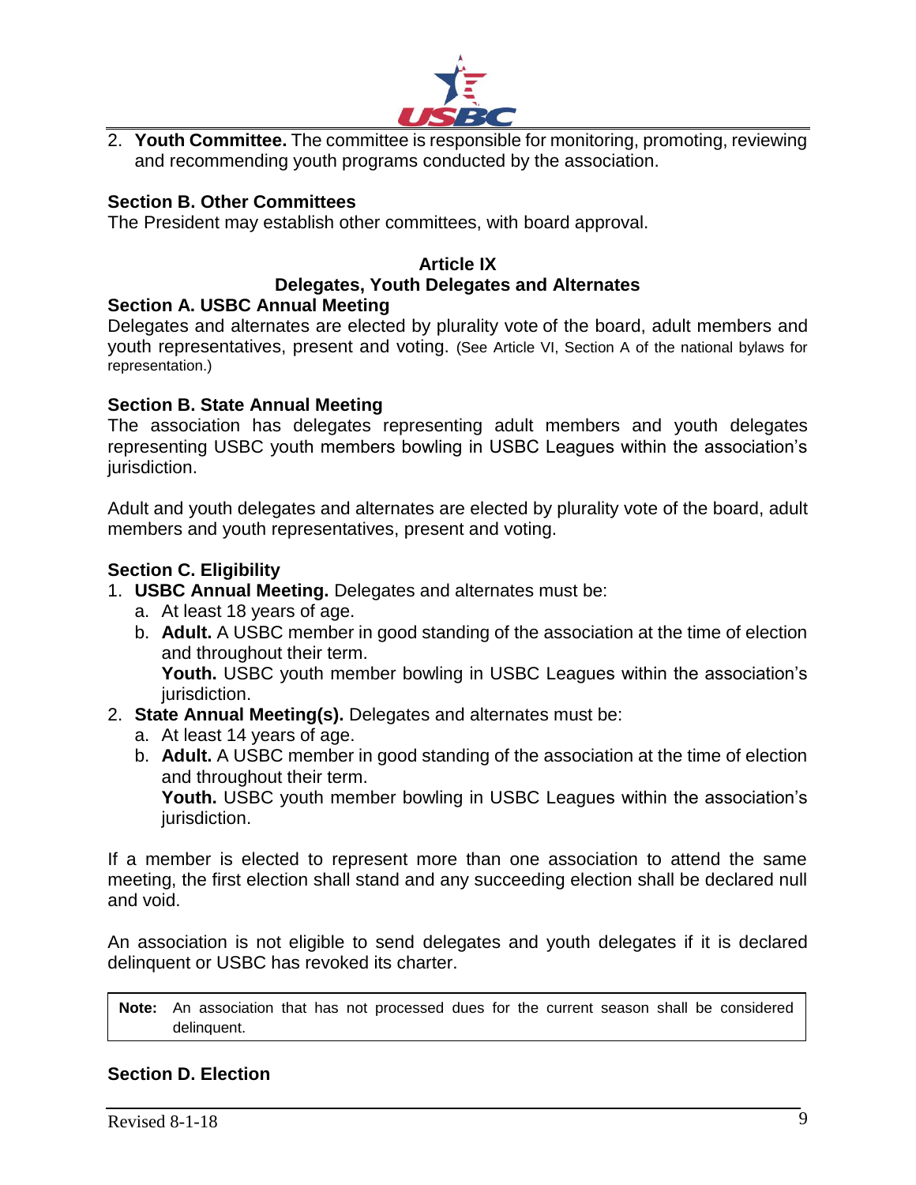2. **Youth Committee.** The committee is responsible for monitoring, promoting, reviewing and recommending youth programs conducted by the association.

**Section B. Other Committees**

The President may establish other committees, with board approval.

## Article IX
## Delegates, Youth Delegates and Alternates

**Section A. USBC Annual Meeting**

Delegates and alternates are elected by plurality vote of the board, adult members and youth representatives, present and voting. (See Article VI, Section A of the national bylaws for representation.)

**Section B. State Annual Meeting**

The association has delegates representing adult members and youth delegates representing USBC youth members bowling in USBC Leagues within the association's jurisdiction.

Adult and youth delegates and alternates are elected by plurality vote of the board, adult members and youth representatives, present and voting.

**Section C. Eligibility**

1. **USBC Annual Meeting.** Delegates and alternates must be:
   a. At least 18 years of age.
   b. **Adult.** A USBC member in good standing of the association at the time of election and throughout their term.
      **Youth.** USBC youth member bowling in USBC Leagues within the association's jurisdiction.
2. **State Annual Meeting(s).** Delegates and alternates must be:
   a. At least 14 years of age.
   b. **Adult.** A USBC member in good standing of the association at the time of election and throughout their term.
      **Youth.** USBC youth member bowling in USBC Leagues within the association's jurisdiction.

If a member is elected to represent more than one association to attend the same meeting, the first election shall stand and any succeeding election shall be declared null and void.

An association is not eligible to send delegates and youth delegates if it is declared delinquent or USBC has revoked its charter.

> **Note:** An association that has not processed dues for the current season shall be considered delinquent.

**Section D. Election**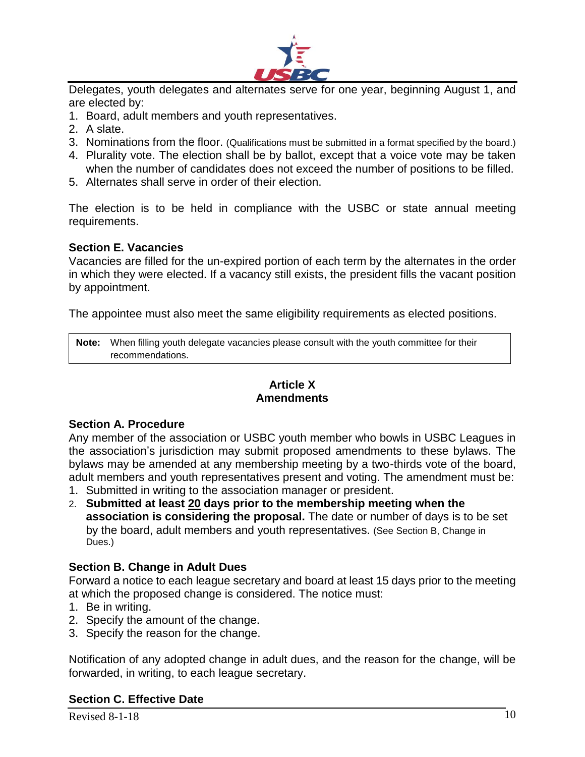Delegates, youth delegates and alternates serve for one year, beginning August 1, and are elected by:

1. Board, adult members and youth representatives.
2. A slate.
3. Nominations from the floor. (Qualifications must be submitted in a format specified by the board.)
4. Plurality vote. The election shall be by ballot, except that a voice vote may be taken when the number of candidates does not exceed the number of positions to be filled.
5. Alternates shall serve in order of their election.

The election is to be held in compliance with the USBC or state annual meeting requirements.

**Section E. Vacancies**

Vacancies are filled for the un-expired portion of each term by the alternates in the order in which they were elected. If a vacancy still exists, the president fills the vacant position by appointment.

The appointee must also meet the same eligibility requirements as elected positions.

> **Note:** When filling youth delegate vacancies please consult with the youth committee for their recommendations.

## Article X
## Amendments

**Section A. Procedure**

Any member of the association or USBC youth member who bowls in USBC Leagues in the association's jurisdiction may submit proposed amendments to these bylaws. The bylaws may be amended at any membership meeting by a two-thirds vote of the board, adult members and youth representatives present and voting. The amendment must be:

1. Submitted in writing to the association manager or president.
2. **Submitted at least <u>20</u> days prior to the membership meeting when the association is considering the proposal.** The date or number of days is to be set by the board, adult members and youth representatives. (See Section B, Change in Dues.)

**Section B. Change in Adult Dues**

Forward a notice to each league secretary and board at least 15 days prior to the meeting at which the proposed change is considered. The notice must:

1. Be in writing.
2. Specify the amount of the change.
3. Specify the reason for the change.

Notification of any adopted change in adult dues, and the reason for the change, will be forwarded, in writing, to each league secretary.

**Section C. Effective Date**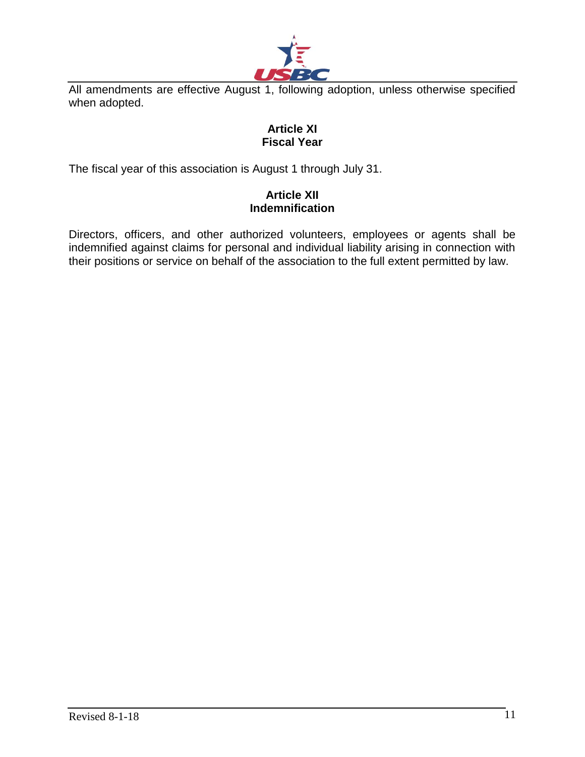All amendments are effective August 1, following adoption, unless otherwise specified when adopted.

## Article XI
## Fiscal Year

The fiscal year of this association is August 1 through July 31.

## Article XII
## Indemnification

Directors, officers, and other authorized volunteers, employees or agents shall be indemnified against claims for personal and individual liability arising in connection with their positions or service on behalf of the association to the full extent permitted by law.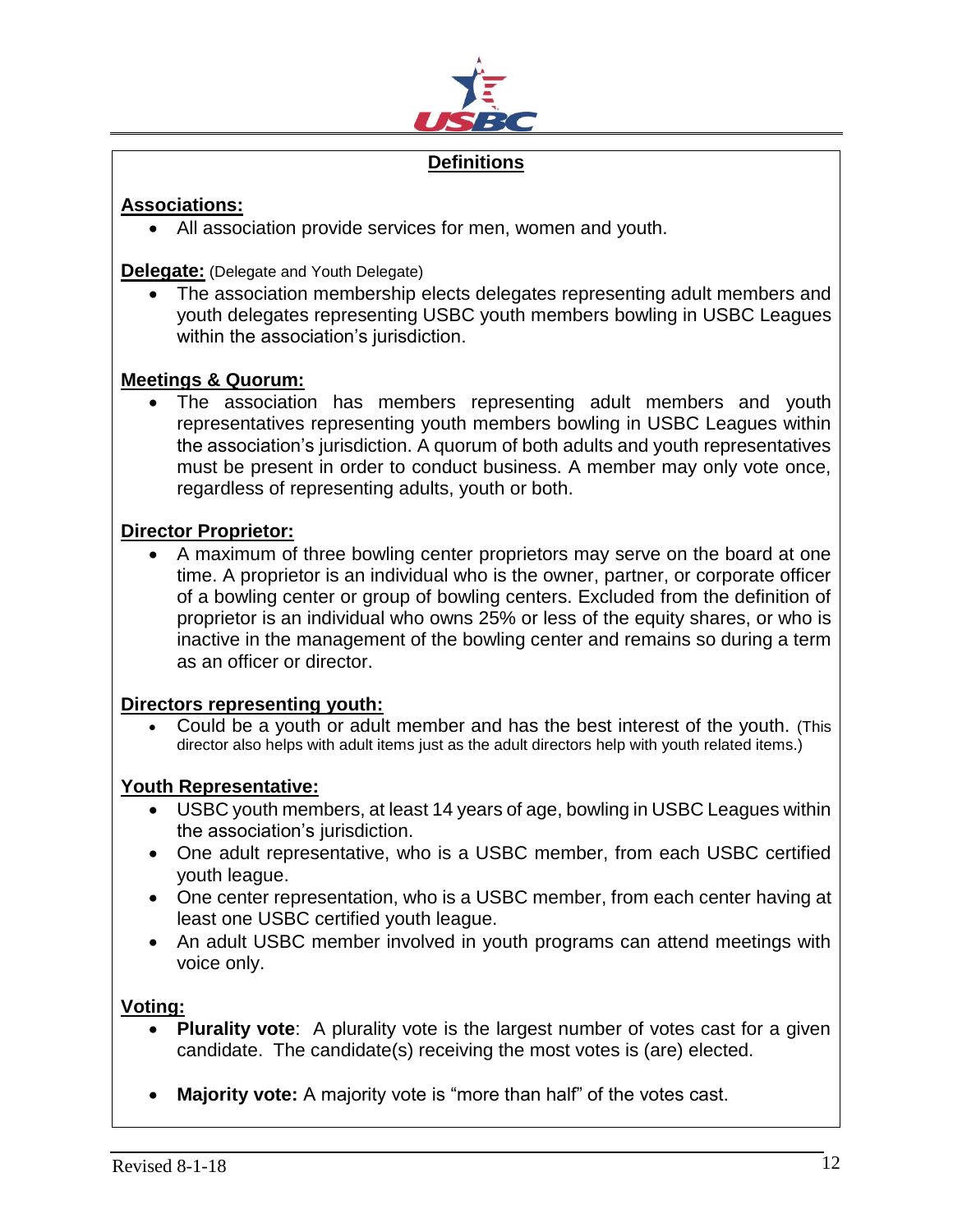## Definitions

### Associations:

- All association provide services for men, women and youth.

### Delegate: (Delegate and Youth Delegate)

- The association membership elects delegates representing adult members and youth delegates representing USBC youth members bowling in USBC Leagues within the association's jurisdiction.

### Meetings & Quorum:

- The association has members representing adult members and youth representatives representing youth members bowling in USBC Leagues within the association's jurisdiction. A quorum of both adults and youth representatives must be present in order to conduct business. A member may only vote once, regardless of representing adults, youth or both.

### Director Proprietor:

- A maximum of three bowling center proprietors may serve on the board at one time. A proprietor is an individual who is the owner, partner, or corporate officer of a bowling center or group of bowling centers. Excluded from the definition of proprietor is an individual who owns 25% or less of the equity shares, or who is inactive in the management of the bowling center and remains so during a term as an officer or director.

### Directors representing youth:

- Could be a youth or adult member and has the best interest of the youth. (This director also helps with adult items just as the adult directors help with youth related items.)

### Youth Representative:

- USBC youth members, at least 14 years of age, bowling in USBC Leagues within the association's jurisdiction.
- One adult representative, who is a USBC member, from each USBC certified youth league.
- One center representation, who is a USBC member, from each center having at least one USBC certified youth league.
- An adult USBC member involved in youth programs can attend meetings with voice only.

### Voting:

- **Plurality vote**: A plurality vote is the largest number of votes cast for a given candidate. The candidate(s) receiving the most votes is (are) elected.

- **Majority vote:** A majority vote is "more than half" of the votes cast.

Revised 8-1-18